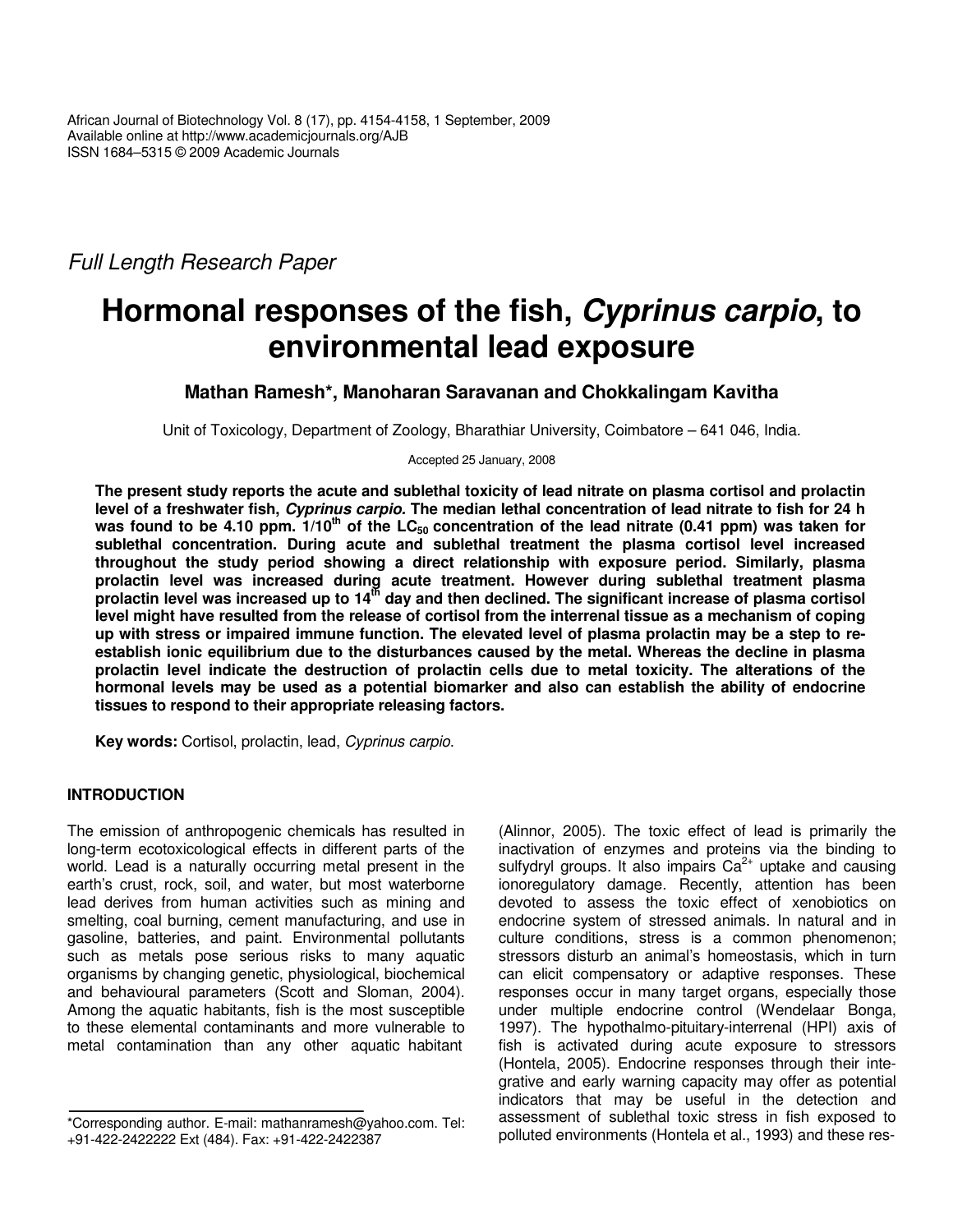African Journal of Biotechnology Vol. 8 (17), pp. 4154-4158, 1 September, 2009
Available online at http://www.academicjournals.org/AJB
ISSN 1684–5315 © 2009 Academic Journals

*Full Length Research Paper*

# Hormonal responses of the fish, *Cyprinus carpio*, to environmental lead exposure

**Mathan Ramesh*, Manoharan Saravanan and Chokkalingam Kavitha**

Unit of Toxicology, Department of Zoology, Bharathiar University, Coimbatore – 641 046, India.

Accepted 25 January, 2008

**The present study reports the acute and sublethal toxicity of lead nitrate on plasma cortisol and prolactin level of a freshwater fish, *Cyprinus carpio.* The median lethal concentration of lead nitrate to fish for 24 h was found to be 4.10 ppm. 1/10$^{th}$ of the $LC_{50}$ concentration of the lead nitrate (0.41 ppm) was taken for sublethal concentration. During acute and sublethal treatment the plasma cortisol level increased throughout the study period showing a direct relationship with exposure period. Similarly, plasma prolactin level was increased during acute treatment. However during sublethal treatment plasma prolactin level was increased up to 14$^{th}$ day and then declined. The significant increase of plasma cortisol level might have resulted from the release of cortisol from the interrenal tissue as a mechanism of coping up with stress or impaired immune function. The elevated level of plasma prolactin may be a step to re-establish ionic equilibrium due to the disturbances caused by the metal. Whereas the decline in plasma prolactin level indicate the destruction of prolactin cells due to metal toxicity. The alterations of the hormonal levels may be used as a potential biomarker and also can establish the ability of endocrine tissues to respond to their appropriate releasing factors.**

**Key words:** Cortisol, prolactin, lead, *Cyprinus carpio*.

## INTRODUCTION

The emission of anthropogenic chemicals has resulted in long-term ecotoxicological effects in different parts of the world. Lead is a naturally occurring metal present in the earth's crust, rock, soil, and water, but most waterborne lead derives from human activities such as mining and smelting, coal burning, cement manufacturing, and use in gasoline, batteries, and paint. Environmental pollutants such as metals pose serious risks to many aquatic organisms by changing genetic, physiological, biochemical and behavioural parameters (Scott and Sloman, 2004). Among the aquatic habitants, fish is the most susceptible to these elemental contaminants and more vulnerable to metal contamination than any other aquatic habitant (Alinnor, 2005). The toxic effect of lead is primarily the inactivation of enzymes and proteins via the binding to sulfydryl groups. It also impairs $Ca^{2+}$ uptake and causing ionoregulatory damage. Recently, attention has been devoted to assess the toxic effect of xenobiotics on endocrine system of stressed animals. In natural and in culture conditions, stress is a common phenomenon; stressors disturb an animal's homeostasis, which in turn can elicit compensatory or adaptive responses. These responses occur in many target organs, especially those under multiple endocrine control (Wendelaar Bonga, 1997). The hypothalmo-pituitary-interrenal (HPI) axis of fish is activated during acute exposure to stressors (Hontela, 2005). Endocrine responses through their integrative and early warning capacity may offer as potential indicators that may be useful in the detection and assessment of sublethal toxic stress in fish exposed to polluted environments (Hontela et al., 1993) and these res-

*Corresponding author. E-mail: mathanramesh@yahoo.com. Tel: +91-422-2422222 Ext (484). Fax: +91-422-2422387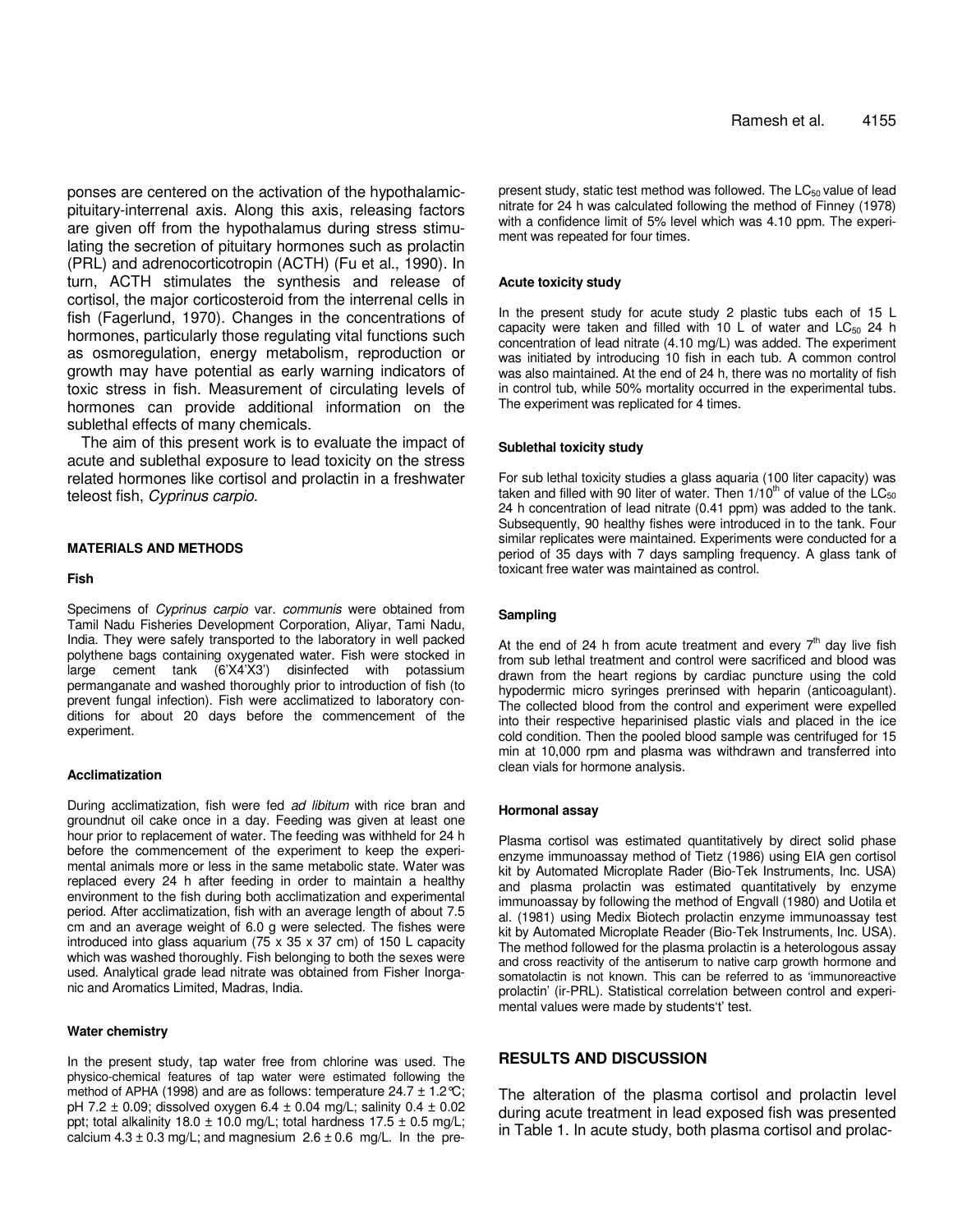ponses are centered on the activation of the hypothalamic-pituitary-interrenal axis. Along this axis, releasing factors are given off from the hypothalamus during stress stimulating the secretion of pituitary hormones such as prolactin (PRL) and adrenocorticotropin (ACTH) (Fu et al., 1990). In turn, ACTH stimulates the synthesis and release of cortisol, the major corticosteroid from the interrenal cells in fish (Fagerlund, 1970). Changes in the concentrations of hormones, particularly those regulating vital functions such as osmoregulation, energy metabolism, reproduction or growth may have potential as early warning indicators of toxic stress in fish. Measurement of circulating levels of hormones can provide additional information on the sublethal effects of many chemicals.

The aim of this present work is to evaluate the impact of acute and sublethal exposure to lead toxicity on the stress related hormones like cortisol and prolactin in a freshwater teleost fish, *Cyprinus carpio*.

## MATERIALS AND METHODS

### Fish

Specimens of *Cyprinus carpio* var. *communis* were obtained from Tamil Nadu Fisheries Development Corporation, Aliyar, Tami Nadu, India. They were safely transported to the laboratory in well packed polythene bags containing oxygenated water. Fish were stocked in large cement tank (6'X4'X3') disinfected with potassium permanganate and washed thoroughly prior to introduction of fish (to prevent fungal infection). Fish were acclimatized to laboratory conditions for about 20 days before the commencement of the experiment.

### Acclimatization

During acclimatization, fish were fed *ad libitum* with rice bran and groundnut oil cake once in a day. Feeding was given at least one hour prior to replacement of water. The feeding was withheld for 24 h before the commencement of the experiment to keep the experimental animals more or less in the same metabolic state. Water was replaced every 24 h after feeding in order to maintain a healthy environment to the fish during both acclimatization and experimental period. After acclimatization, fish with an average length of about 7.5 cm and an average weight of 6.0 g were selected. The fishes were introduced into glass aquarium (75 x 35 x 37 cm) of 150 L capacity which was washed thoroughly. Fish belonging to both the sexes were used. Analytical grade lead nitrate was obtained from Fisher Inorganic and Aromatics Limited, Madras, India.

### Water chemistry

In the present study, tap water free from chlorine was used. The physico-chemical features of tap water were estimated following the method of APHA (1998) and are as follows: temperature 24.7 ± 1.2°C; pH 7.2 ± 0.09; dissolved oxygen 6.4 ± 0.04 mg/L; salinity 0.4 ± 0.02 ppt; total alkalinity 18.0 ± 10.0 mg/L; total hardness 17.5 ± 0.5 mg/L; calcium 4.3 ± 0.3 mg/L; and magnesium 2.6 ± 0.6 mg/L. In the present study, static test method was followed. The $LC_{50}$ value of lead nitrate for 24 h was calculated following the method of Finney (1978) with a confidence limit of 5% level which was 4.10 ppm. The experiment was repeated for four times.

### Acute toxicity study

In the present study for acute study 2 plastic tubs each of 15 L capacity were taken and filled with 10 L of water and $LC_{50}$ 24 h concentration of lead nitrate (4.10 mg/L) was added. The experiment was initiated by introducing 10 fish in each tub. A common control was also maintained. At the end of 24 h, there was no mortality of fish in control tub, while 50% mortality occurred in the experimental tubs. The experiment was replicated for 4 times.

### Sublethal toxicity study

For sub lethal toxicity studies a glass aquaria (100 liter capacity) was taken and filled with 90 liter of water. Then 1/10$^{th}$ of value of the $LC_{50}$ 24 h concentration of lead nitrate (0.41 ppm) was added to the tank. Subsequently, 90 healthy fishes were introduced in to the tank. Four similar replicates were maintained. Experiments were conducted for a period of 35 days with 7 days sampling frequency. A glass tank of toxicant free water was maintained as control.

### Sampling

At the end of 24 h from acute treatment and every 7$^{th}$ day live fish from sub lethal treatment and control were sacrificed and blood was drawn from the heart regions by cardiac puncture using the cold hypodermic micro syringes prerinsed with heparin (anticoagulant). The collected blood from the control and experiment were expelled into their respective heparinised plastic vials and placed in the ice cold condition. Then the pooled blood sample was centrifuged for 15 min at 10,000 rpm and plasma was withdrawn and transferred into clean vials for hormone analysis.

### Hormonal assay

Plasma cortisol was estimated quantitatively by direct solid phase enzyme immunoassay method of Tietz (1986) using EIA gen cortisol kit by Automated Microplate Rader (Bio-Tek Instruments, Inc. USA) and plasma prolactin was estimated quantitatively by enzyme immunoassay by following the method of Engvall (1980) and Uotila et al. (1981) using Medix Biotech prolactin enzyme immunoassay test kit by Automated Microplate Reader (Bio-Tek Instruments, Inc. USA). The method followed for the plasma prolactin is a heterologous assay and cross reactivity of the antiserum to native carp growth hormone and somatolactin is not known. This can be referred to as 'immunoreactive prolactin' (ir-PRL). Statistical correlation between control and experimental values were made by students't' test.

## RESULTS AND DISCUSSION

The alteration of the plasma cortisol and prolactin level during acute treatment in lead exposed fish was presented in Table 1. In acute study, both plasma cortisol and prolac-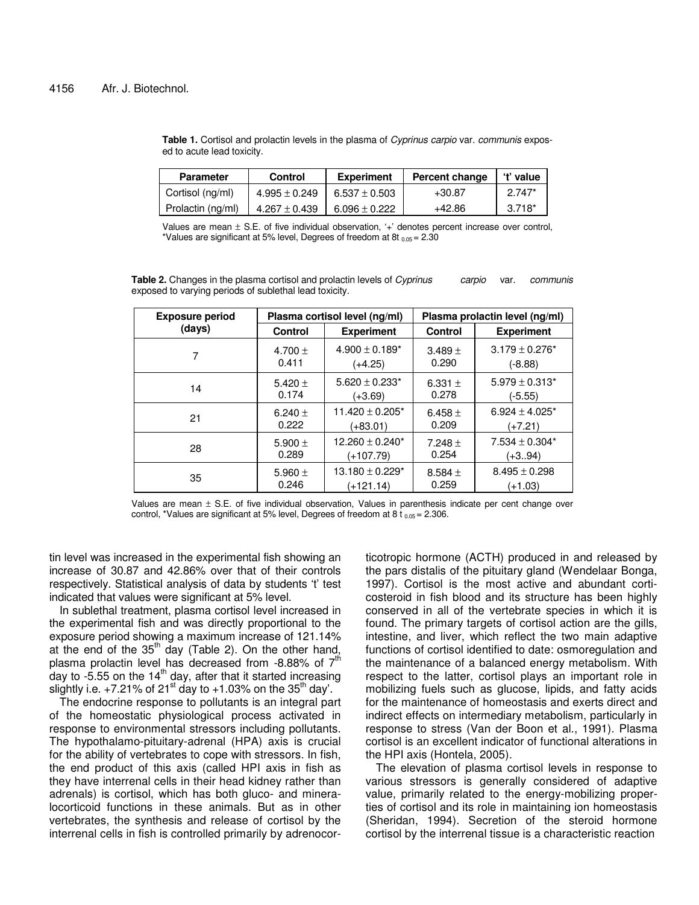**Table 1.** Cortisol and prolactin levels in the plasma of *Cyprinus carpio* var. *communis* exposed to acute lead toxicity.

| Parameter | Control | Experiment | Percent change | 't' value |
|---|---|---|---|---|
| Cortisol (ng/ml) | 4.995 ± 0.249 | 6.537 ± 0.503 | +30.87 | 2.747* |
| Prolactin (ng/ml) | 4.267 ± 0.439 | 6.096 ± 0.222 | +42.86 | 3.718* |

Values are mean ± S.E. of five individual observation, '+' denotes percent increase over control, *Values are significant at 5% level, Degrees of freedom at 8t $_{0.05}$ = 2.30

**Table 2.** Changes in the plasma cortisol and prolactin levels of *Cyprinus carpio* var. *communis* exposed to varying periods of sublethal lead toxicity.

| Exposure period (days) | Plasma cortisol level (ng/ml) | | Plasma prolactin level (ng/ml) | |
|---|---|---|---|---|
| | Control | Experiment | Control | Experiment |
| 7 | 4.700 ± 0.411 | 4.900 ± 0.189* (+4.25) | 3.489 ± 0.290 | 3.179 ± 0.276* (-8.88) |
| 14 | 5.420 ± 0.174 | 5.620 ± 0.233* (+3.69) | 6.331 ± 0.278 | 5.979 ± 0.313* (-5.55) |
| 21 | 6.240 ± 0.222 | 11.420 ± 0.205* (+83.01) | 6.458 ± 0.209 | 6.924 ± 4.025* (+7.21) |
| 28 | 5.900 ± 0.289 | 12.260 ± 0.240* (+107.79) | 7.248 ± 0.254 | 7.534 ± 0.304* (+3..94) |
| 35 | 5.960 ± 0.246 | 13.180 ± 0.229* (+121.14) | 8.584 ± 0.259 | 8.495 ± 0.298 (+1.03) |

Values are mean ± S.E. of five individual observation, Values in parenthesis indicate per cent change over control, *Values are significant at 5% level, Degrees of freedom at 8 t $_{0.05}$ = 2.306.

tin level was increased in the experimental fish showing an increase of 30.87 and 42.86% over that of their controls respectively. Statistical analysis of data by students 't' test indicated that values were significant at 5% level.

In sublethal treatment, plasma cortisol level increased in the experimental fish and was directly proportional to the exposure period showing a maximum increase of 121.14% at the end of the 35$^{th}$ day (Table 2). On the other hand, plasma prolactin level has decreased from -8.88% of 7$^{th}$ day to -5.55 on the 14$^{th}$ day, after that it started increasing slightly i.e. +7.21% of 21$^{st}$ day to +1.03% on the 35$^{th}$ day'.

The endocrine response to pollutants is an integral part of the homeostatic physiological process activated in response to environmental stressors including pollutants. The hypothalamo-pituitary-adrenal (HPA) axis is crucial for the ability of vertebrates to cope with stressors. In fish, the end product of this axis (called HPI axis in fish as they have interrenal cells in their head kidney rather than adrenals) is cortisol, which has both gluco- and mineralocorticoid functions in these animals. But as in other vertebrates, the synthesis and release of cortisol by the interrenal cells in fish is controlled primarily by adrenocorticotropic hormone (ACTH) produced in and released by the pars distalis of the pituitary gland (Wendelaar Bonga, 1997). Cortisol is the most active and abundant corticosteroid in fish blood and its structure has been highly conserved in all of the vertebrate species in which it is found. The primary targets of cortisol action are the gills, intestine, and liver, which reflect the two main adaptive functions of cortisol identified to date: osmoregulation and the maintenance of a balanced energy metabolism. With respect to the latter, cortisol plays an important role in mobilizing fuels such as glucose, lipids, and fatty acids for the maintenance of homeostasis and exerts direct and indirect effects on intermediary metabolism, particularly in response to stress (Van der Boon et al., 1991). Plasma cortisol is an excellent indicator of functional alterations in the HPI axis (Hontela, 2005).

The elevation of plasma cortisol levels in response to various stressors is generally considered of adaptive value, primarily related to the energy-mobilizing properties of cortisol and its role in maintaining ion homeostasis (Sheridan, 1994). Secretion of the steroid hormone cortisol by the interrenal tissue is a characteristic reaction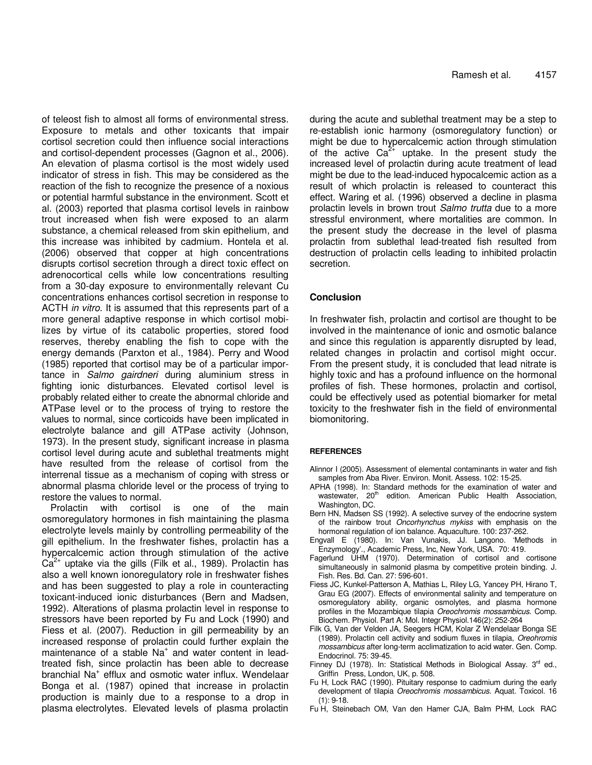of teleost fish to almost all forms of environmental stress. Exposure to metals and other toxicants that impair cortisol secretion could then influence social interactions and cortisol-dependent processes (Gagnon et al., 2006). An elevation of plasma cortisol is the most widely used indicator of stress in fish. This may be considered as the reaction of the fish to recognize the presence of a noxious or potential harmful substance in the environment. Scott et al. (2003) reported that plasma cortisol levels in rainbow trout increased when fish were exposed to an alarm substance, a chemical released from skin epithelium, and this increase was inhibited by cadmium. Hontela et al. (2006) observed that copper at high concentrations disrupts cortisol secretion through a direct toxic effect on adrenocortical cells while low concentrations resulting from a 30-day exposure to environmentally relevant Cu concentrations enhances cortisol secretion in response to ACTH *in vitro*. It is assumed that this represents part of a more general adaptive response in which cortisol mobilizes by virtue of its catabolic properties, stored food reserves, thereby enabling the fish to cope with the energy demands (Parxton et al., 1984). Perry and Wood (1985) reported that cortisol may be of a particular importance in *Salmo gairdneri* during aluminium stress in fighting ionic disturbances. Elevated cortisol level is probably related either to create the abnormal chloride and ATPase level or to the process of trying to restore the values to normal, since corticoids have been implicated in electrolyte balance and gill ATPase activity (Johnson, 1973). In the present study, significant increase in plasma cortisol level during acute and sublethal treatments might have resulted from the release of cortisol from the interrenal tissue as a mechanism of coping with stress or abnormal plasma chloride level or the process of trying to restore the values to normal.

Prolactin with cortisol is one of the main osmoregulatory hormones in fish maintaining the plasma electrolyte levels mainly by controlling permeability of the gill epithelium. In the freshwater fishes, prolactin has a hypercalcemic action through stimulation of the active $Ca^{2+}$ uptake via the gills (Filk et al., 1989). Prolactin has also a well known ionoregulatory role in freshwater fishes and has been suggested to play a role in counteracting toxicant-induced ionic disturbances (Bern and Madsen, 1992). Alterations of plasma prolactin level in response to stressors have been reported by Fu and Lock (1990) and Fiess et al. (2007). Reduction in gill permeability by an increased response of prolactin could further explain the maintenance of a stable $Na^+$ and water content in lead-treated fish, since prolactin has been able to decrease branchial $Na^+$ efflux and osmotic water influx. Wendelaar Bonga et al. (1987) opined that increase in prolactin production is mainly due to a response to a drop in plasma electrolytes. Elevated levels of plasma prolactin during the acute and sublethal treatment may be a step to re-establish ionic harmony (osmoregulatory function) or might be due to hypercalcemic action through stimulation of the active $Ca^{2+}$ uptake. In the present study the increased level of prolactin during acute treatment of lead might be due to the lead-induced hypocalcemic action as a result of which prolactin is released to counteract this effect. Waring et al. (1996) observed a decline in plasma prolactin levels in brown trout *Salmo trutta* due to a more stressful environment, where mortalities are common. In the present study the decrease in the level of plasma prolactin from sublethal lead-treated fish resulted from destruction of prolactin cells leading to inhibited prolactin secretion.

## Conclusion

In freshwater fish, prolactin and cortisol are thought to be involved in the maintenance of ionic and osmotic balance and since this regulation is apparently disrupted by lead, related changes in prolactin and cortisol might occur. From the present study, it is concluded that lead nitrate is highly toxic and has a profound influence on the hormonal profiles of fish. These hormones, prolactin and cortisol, could be effectively used as potential biomarker for metal toxicity to the freshwater fish in the field of environmental biomonitoring.

## REFERENCES

Alinnor I (2005). Assessment of elemental contaminants in water and fish samples from Aba River. Environ. Monit. Assess. 102: 15-25.

APHA (1998). In: Standard methods for the examination of water and wastewater, 20th edition. American Public Health Association, Washington, DC.

Bern HN, Madsen SS (1992). A selective survey of the endocrine system of the rainbow trout *Oncorhynchus mykiss* with emphasis on the hormonal regulation of ion balance. Aquaculture. 100: 237-262.

Engvall E (1980). In: Van Vunakis, JJ. Langono. 'Methods in Enzymology'., Academic Press, Inc, New York, USA. 70: 419.

Fagerlund UHM (1970). Determination of cortisol and cortisone simultaneously in salmonid plasma by competitive protein binding. J. Fish. Res. Bd. Can. 27: 596-601.

Fiess JC, Kunkel-Patterson A, Mathias L, Riley LG, Yancey PH, Hirano T, Grau EG (2007). Effects of environmental salinity and temperature on osmoregulatory ability, organic osmolytes, and plasma hormone profiles in the Mozambique tilapia *Oreochromis mossambicus*. Comp. Biochem. Physiol. Part A: Mol. Integr Physiol.146(2): 252-264

Filk G, Van der Velden JA, Seegers HCM, Kolar Z Wendelaar Bonga SE (1989). Prolactin cell activity and sodium fluxes in tilapia, *Oreohromis mossambicus* after long-term acclimatization to acid water. Gen. Comp. Endocrinol. 75: 39-45.

Finney DJ (1978). In: Statistical Methods in Biological Assay. 3rd ed., Griffin Press, London, UK, p. 508.

Fu H, Lock RAC (1990). Pituitary response to cadmium during the early development of tilapia *Oreochromis mossambicus*. Aquat. Toxicol. 16 (1): 9-18.

Fu H, Steinebach OM, Van den Hamer CJA, Balm PHM, Lock RAC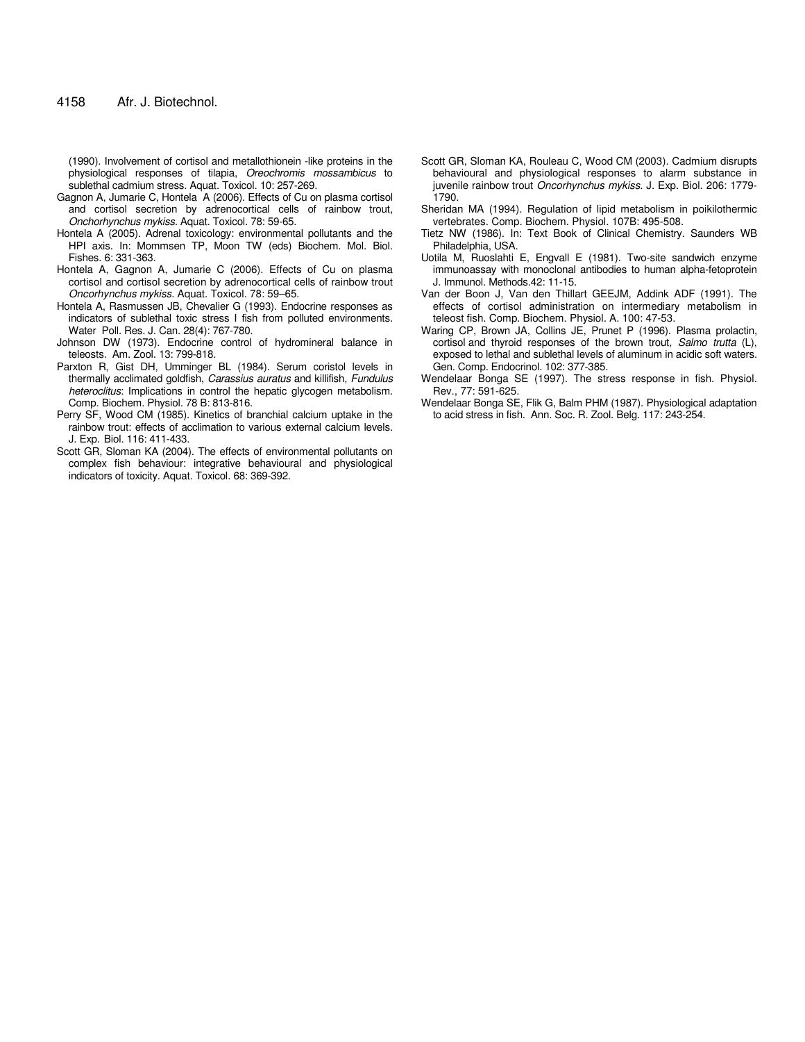(1990). Involvement of cortisol and metallothionein -like proteins in the physiological responses of tilapia, *Oreochromis mossambicus* to sublethal cadmium stress. Aquat. Toxicol. 10: 257-269.

Gagnon A, Jumarie C, Hontela A (2006). Effects of Cu on plasma cortisol and cortisol secretion by adrenocortical cells of rainbow trout, *Onchorhynchus mykiss*. Aquat. Toxicol. 78: 59-65.

Hontela A (2005). Adrenal toxicology: environmental pollutants and the HPI axis. In: Mommsen TP, Moon TW (eds) Biochem. Mol. Biol. Fishes. 6: 331-363.

Hontela A, Gagnon A, Jumarie C (2006). Effects of Cu on plasma cortisol and cortisol secretion by adrenocortical cells of rainbow trout *Oncorhynchus mykiss*. Aquat. Toxicol. 78: 59–65.

Hontela A, Rasmussen JB, Chevalier G (1993). Endocrine responses as indicators of sublethal toxic stress I fish from polluted environments. Water Poll. Res. J. Can. 28(4): 767-780.

Johnson DW (1973). Endocrine control of hydromineral balance in teleosts. Am. Zool. 13: 799-818.

Parxton R, Gist DH, Umminger BL (1984). Serum coristol levels in thermally acclimated goldfish, *Carassius auratus* and killifish, *Fundulus heteroclitus*: Implications in control the hepatic glycogen metabolism. Comp. Biochem. Physiol. 78 B: 813-816.

Perry SF, Wood CM (1985). Kinetics of branchial calcium uptake in the rainbow trout: effects of acclimation to various external calcium levels. J. Exp. Biol. 116: 411-433.

Scott GR, Sloman KA (2004). The effects of environmental pollutants on complex fish behaviour: integrative behavioural and physiological indicators of toxicity. Aquat. Toxicol. 68: 369-392.

Scott GR, Sloman KA, Rouleau C, Wood CM (2003). Cadmium disrupts behavioural and physiological responses to alarm substance in juvenile rainbow trout *Oncorhynchus mykiss*. J. Exp. Biol. 206: 1779-1790.

Sheridan MA (1994). Regulation of lipid metabolism in poikilothermic vertebrates. Comp. Biochem. Physiol. 107B: 495-508.

Tietz NW (1986). In: Text Book of Clinical Chemistry. Saunders WB Philadelphia, USA.

Uotila M, Ruoslahti E, Engvall E (1981). Two-site sandwich enzyme immunoassay with monoclonal antibodies to human alpha-fetoprotein J. Immunol. Methods.42: 11-15.

Van der Boon J, Van den Thillart GEEJM, Addink ADF (1991). The effects of cortisol administration on intermediary metabolism in teleost fish. Comp. Biochem. Physiol. A. 100: 47-53.

Waring CP, Brown JA, Collins JE, Prunet P (1996). Plasma prolactin, cortisol and thyroid responses of the brown trout, *Salmo trutta* (L), exposed to lethal and sublethal levels of aluminum in acidic soft waters. Gen. Comp. Endocrinol. 102: 377-385.

Wendelaar Bonga SE (1997). The stress response in fish. Physiol. Rev., 77: 591-625.

Wendelaar Bonga SE, Flik G, Balm PHM (1987). Physiological adaptation to acid stress in fish. Ann. Soc. R. Zool. Belg. 117: 243-254.